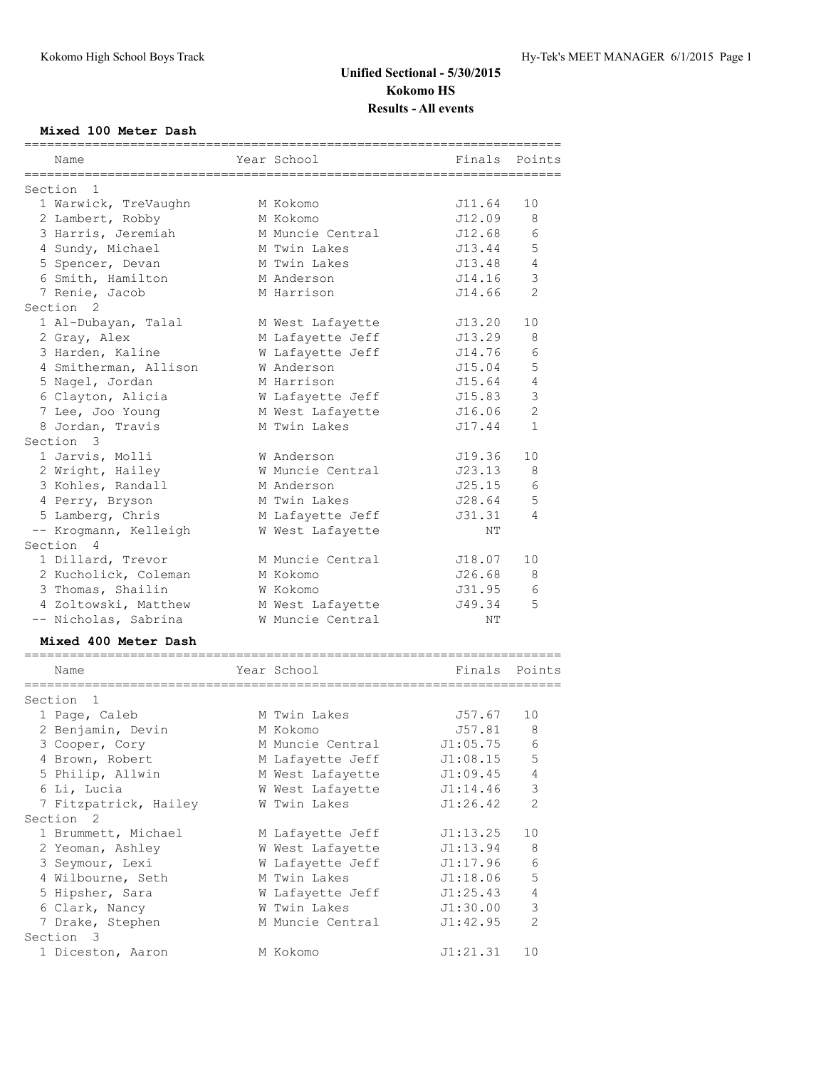# Unified Sectional - 5/30/2015
## Kokomo HS
### Results - All events

**Mixed 100 Meter Dash**

| Place | Name | Year | School | Finals | Points |
|---|---|---|---|---|---|
| **Section 1** | | | | | |
| 1 | Warwick, TreVaughn | M | Kokomo | J11.64 | 10 |
| 2 | Lambert, Robby | M | Kokomo | J12.09 | 8 |
| 3 | Harris, Jeremiah | M | Muncie Central | J12.68 | 6 |
| 4 | Sundy, Michael | M | Twin Lakes | J13.44 | 5 |
| 5 | Spencer, Devan | M | Twin Lakes | J13.48 | 4 |
| 6 | Smith, Hamilton | M | Anderson | J14.16 | 3 |
| 7 | Renie, Jacob | M | Harrison | J14.66 | 2 |
| **Section 2** | | | | | |
| 1 | Al-Dubayan, Talal | M | West Lafayette | J13.20 | 10 |
| 2 | Gray, Alex | M | Lafayette Jeff | J13.29 | 8 |
| 3 | Harden, Kaline | W | Lafayette Jeff | J14.76 | 6 |
| 4 | Smitherman, Allison | W | Anderson | J15.04 | 5 |
| 5 | Nagel, Jordan | M | Harrison | J15.64 | 4 |
| 6 | Clayton, Alicia | W | Lafayette Jeff | J15.83 | 3 |
| 7 | Lee, Joo Young | M | West Lafayette | J16.06 | 2 |
| 8 | Jordan, Travis | M | Twin Lakes | J17.44 | 1 |
| **Section 3** | | | | | |
| 1 | Jarvis, Molli | W | Anderson | J19.36 | 10 |
| 2 | Wright, Hailey | W | Muncie Central | J23.13 | 8 |
| 3 | Kohles, Randall | M | Anderson | J25.15 | 6 |
| 4 | Perry, Bryson | M | Twin Lakes | J28.64 | 5 |
| 5 | Lamberg, Chris | M | Lafayette Jeff | J31.31 | 4 |
| -- | Krogmann, Kelleigh | W | West Lafayette | NT | |
| **Section 4** | | | | | |
| 1 | Dillard, Trevor | M | Muncie Central | J18.07 | 10 |
| 2 | Kucholick, Coleman | M | Kokomo | J26.68 | 8 |
| 3 | Thomas, Shailin | W | Kokomo | J31.95 | 6 |
| 4 | Zoltowski, Matthew | M | West Lafayette | J49.34 | 5 |
| -- | Nicholas, Sabrina | W | Muncie Central | NT | |

**Mixed 400 Meter Dash**

| Place | Name | Year | School | Finals | Points |
|---|---|---|---|---|---|
| **Section 1** | | | | | |
| 1 | Page, Caleb | M | Twin Lakes | J57.67 | 10 |
| 2 | Benjamin, Devin | M | Kokomo | J57.81 | 8 |
| 3 | Cooper, Cory | M | Muncie Central | J1:05.75 | 6 |
| 4 | Brown, Robert | M | Lafayette Jeff | J1:08.15 | 5 |
| 5 | Philip, Allwin | M | West Lafayette | J1:09.45 | 4 |
| 6 | Li, Lucia | W | West Lafayette | J1:14.46 | 3 |
| 7 | Fitzpatrick, Hailey | W | Twin Lakes | J1:26.42 | 2 |
| **Section 2** | | | | | |
| 1 | Brummett, Michael | M | Lafayette Jeff | J1:13.25 | 10 |
| 2 | Yeoman, Ashley | W | West Lafayette | J1:13.94 | 8 |
| 3 | Seymour, Lexi | W | Lafayette Jeff | J1:17.96 | 6 |
| 4 | Wilbourne, Seth | M | Twin Lakes | J1:18.06 | 5 |
| 5 | Hipsher, Sara | W | Lafayette Jeff | J1:25.43 | 4 |
| 6 | Clark, Nancy | W | Twin Lakes | J1:30.00 | 3 |
| 7 | Drake, Stephen | M | Muncie Central | J1:42.95 | 2 |
| **Section 3** | | | | | |
| 1 | Diceston, Aaron | M | Kokomo | J1:21.31 | 10 |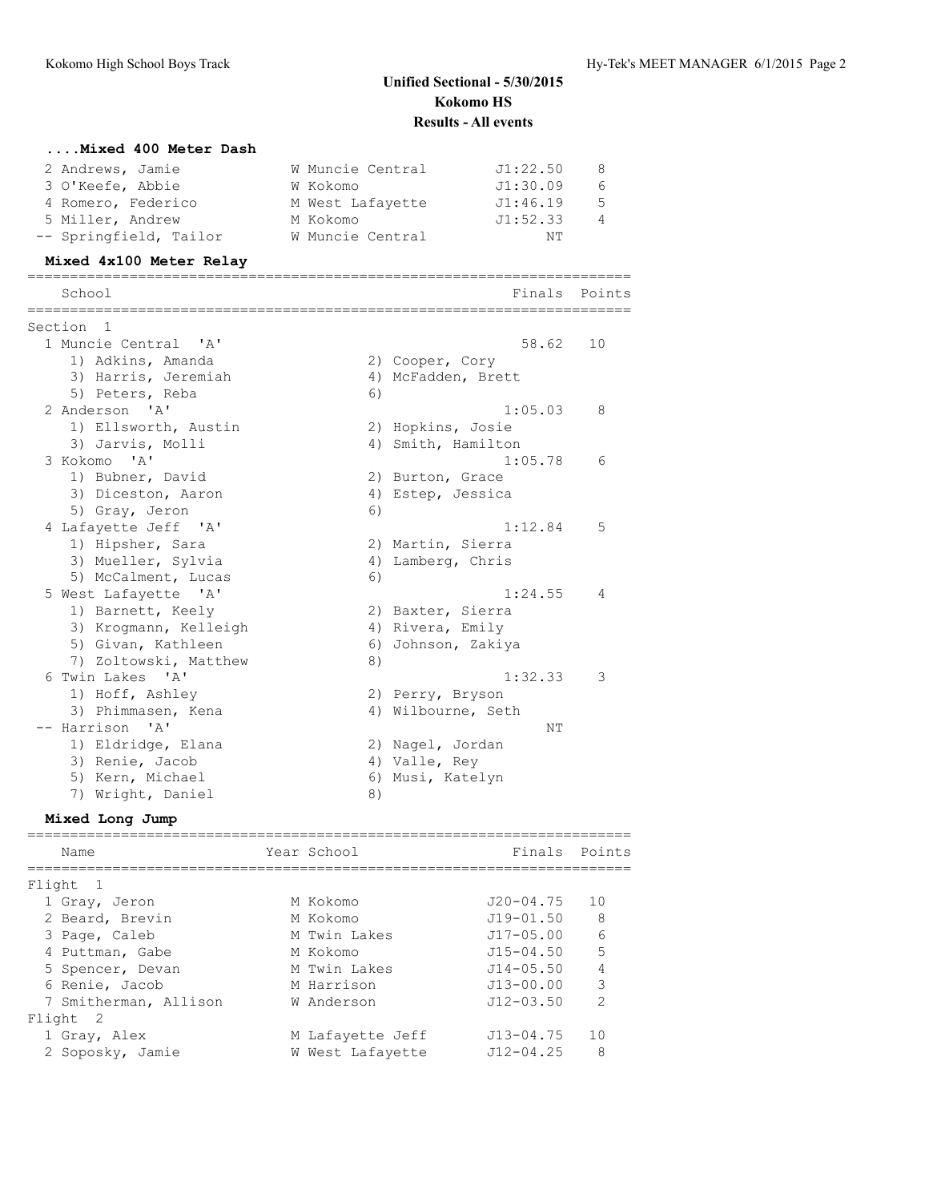# Unified Sectional - 5/30/2015
## Kokomo HS
### Results - All events

**....Mixed 400 Meter Dash**

| Place | Name | Year | School | Finals | Points |
|---|---|---|---|---|---|
| 2 | Andrews, Jamie | W | Muncie Central | J1:22.50 | 8 |
| 3 | O'Keefe, Abbie | W | Kokomo | J1:30.09 | 6 |
| 4 | Romero, Federico | M | West Lafayette | J1:46.19 | 5 |
| 5 | Miller, Andrew | M | Kokomo | J1:52.33 | 4 |
| -- | Springfield, Tailor | W | Muncie Central | NT | |

**Mixed 4x100 Meter Relay**

| Place | School | Finals | Points |
|---|---|---|---|
| Section 1 | | | |
| 1 | Muncie Central 'A' | 58.62 | 10 |
| | 1) Adkins, Amanda; 2) Cooper, Cory; 3) Harris, Jeremiah; 4) McFadden, Brett; 5) Peters, Reba; 6) | | |
| 2 | Anderson 'A' | 1:05.03 | 8 |
| | 1) Ellsworth, Austin; 2) Hopkins, Josie; 3) Jarvis, Molli; 4) Smith, Hamilton | | |
| 3 | Kokomo 'A' | 1:05.78 | 6 |
| | 1) Bubner, David; 2) Burton, Grace; 3) Diceston, Aaron; 4) Estep, Jessica; 5) Gray, Jeron; 6) | | |
| 4 | Lafayette Jeff 'A' | 1:12.84 | 5 |
| | 1) Hipsher, Sara; 2) Martin, Sierra; 3) Mueller, Sylvia; 4) Lamberg, Chris; 5) McCalment, Lucas; 6) | | |
| 5 | West Lafayette 'A' | 1:24.55 | 4 |
| | 1) Barnett, Keely; 2) Baxter, Sierra; 3) Krogmann, Kelleigh; 4) Rivera, Emily; 5) Givan, Kathleen; 6) Johnson, Zakiya; 7) Zoltowski, Matthew; 8) | | |
| 6 | Twin Lakes 'A' | 1:32.33 | 3 |
| | 1) Hoff, Ashley; 2) Perry, Bryson; 3) Phimmasen, Kena; 4) Wilbourne, Seth | | |
| -- | Harrison 'A' | NT | |
| | 1) Eldridge, Elana; 2) Nagel, Jordan; 3) Renie, Jacob; 4) Valle, Rey; 5) Kern, Michael; 6) Musi, Katelyn; 7) Wright, Daniel; 8) | | |

**Mixed Long Jump**

| Place | Name | Year | School | Finals | Points |
|---|---|---|---|---|---|
| Flight 1 | | | | | |
| 1 | Gray, Jeron | M | Kokomo | J20-04.75 | 10 |
| 2 | Beard, Brevin | M | Kokomo | J19-01.50 | 8 |
| 3 | Page, Caleb | M | Twin Lakes | J17-05.00 | 6 |
| 4 | Puttman, Gabe | M | Kokomo | J15-04.50 | 5 |
| 5 | Spencer, Devan | M | Twin Lakes | J14-05.50 | 4 |
| 6 | Renie, Jacob | M | Harrison | J13-00.00 | 3 |
| 7 | Smitherman, Allison | W | Anderson | J12-03.50 | 2 |
| Flight 2 | | | | | |
| 1 | Gray, Alex | M | Lafayette Jeff | J13-04.75 | 10 |
| 2 | Soposky, Jamie | W | West Lafayette | J12-04.25 | 8 |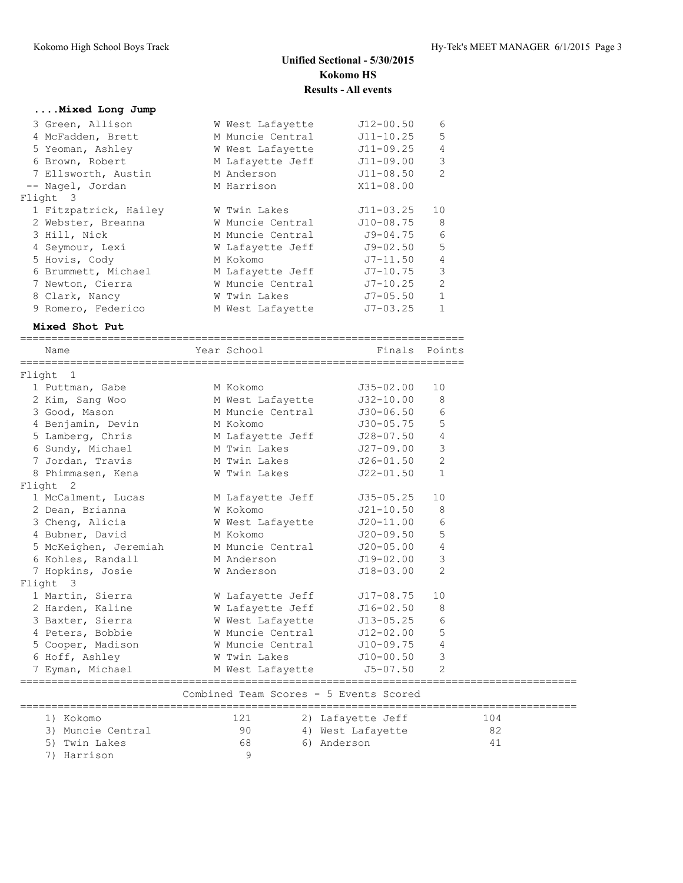# Unified Sectional - 5/30/2015
## Kokomo HS
### Results - All events

**....Mixed Long Jump**

| Place | Name | Year | School | Finals | Points |
|---|---|---|---|---|---|
| 3 | Green, Allison | W | West Lafayette | J12-00.50 | 6 |
| 4 | McFadden, Brett | M | Muncie Central | J11-10.25 | 5 |
| 5 | Yeoman, Ashley | W | West Lafayette | J11-09.25 | 4 |
| 6 | Brown, Robert | M | Lafayette Jeff | J11-09.00 | 3 |
| 7 | Ellsworth, Austin | M | Anderson | J11-08.50 | 2 |
| -- | Nagel, Jordan | M | Harrison | X11-08.00 | |
| Flight 3 | | | | | |
| 1 | Fitzpatrick, Hailey | W | Twin Lakes | J11-03.25 | 10 |
| 2 | Webster, Breanna | W | Muncie Central | J10-08.75 | 8 |
| 3 | Hill, Nick | M | Muncie Central | J9-04.75 | 6 |
| 4 | Seymour, Lexi | W | Lafayette Jeff | J9-02.50 | 5 |
| 5 | Hovis, Cody | M | Kokomo | J7-11.50 | 4 |
| 6 | Brummett, Michael | M | Lafayette Jeff | J7-10.75 | 3 |
| 7 | Newton, Cierra | W | Muncie Central | J7-10.25 | 2 |
| 8 | Clark, Nancy | W | Twin Lakes | J7-05.50 | 1 |
| 9 | Romero, Federico | M | West Lafayette | J7-03.25 | 1 |

**Mixed Shot Put**

| Place | Name | Year | School | Finals | Points |
|---|---|---|---|---|---|
| Flight 1 | | | | | |
| 1 | Puttman, Gabe | M | Kokomo | J35-02.00 | 10 |
| 2 | Kim, Sang Woo | M | West Lafayette | J32-10.00 | 8 |
| 3 | Good, Mason | M | Muncie Central | J30-06.50 | 6 |
| 4 | Benjamin, Devin | M | Kokomo | J30-05.75 | 5 |
| 5 | Lamberg, Chris | M | Lafayette Jeff | J28-07.50 | 4 |
| 6 | Sundy, Michael | M | Twin Lakes | J27-09.00 | 3 |
| 7 | Jordan, Travis | M | Twin Lakes | J26-01.50 | 2 |
| 8 | Phimmasen, Kena | W | Twin Lakes | J22-01.50 | 1 |
| Flight 2 | | | | | |
| 1 | McCalment, Lucas | M | Lafayette Jeff | J35-05.25 | 10 |
| 2 | Dean, Brianna | W | Kokomo | J21-10.50 | 8 |
| 3 | Cheng, Alicia | W | West Lafayette | J20-11.00 | 6 |
| 4 | Bubner, David | M | Kokomo | J20-09.50 | 5 |
| 5 | McKeighen, Jeremiah | M | Muncie Central | J20-05.00 | 4 |
| 6 | Kohles, Randall | M | Anderson | J19-02.00 | 3 |
| 7 | Hopkins, Josie | W | Anderson | J18-03.00 | 2 |
| Flight 3 | | | | | |
| 1 | Martin, Sierra | W | Lafayette Jeff | J17-08.75 | 10 |
| 2 | Harden, Kaline | W | Lafayette Jeff | J16-02.50 | 8 |
| 3 | Baxter, Sierra | W | West Lafayette | J13-05.25 | 6 |
| 4 | Peters, Bobbie | W | Muncie Central | J12-02.00 | 5 |
| 5 | Cooper, Madison | W | Muncie Central | J10-09.75 | 4 |
| 6 | Hoff, Ashley | W | Twin Lakes | J10-00.50 | 3 |
| 7 | Eyman, Michael | M | West Lafayette | J5-07.50 | 2 |

**Combined Team Scores - 5 Events Scored**

| Place | Team | Score | Place | Team | Score |
|---|---|---|---|---|---|
| 1) | Kokomo | 121 | 2) | Lafayette Jeff | 104 |
| 3) | Muncie Central | 90 | 4) | West Lafayette | 82 |
| 5) | Twin Lakes | 68 | 6) | Anderson | 41 |
| 7) | Harrison | 9 | | | |